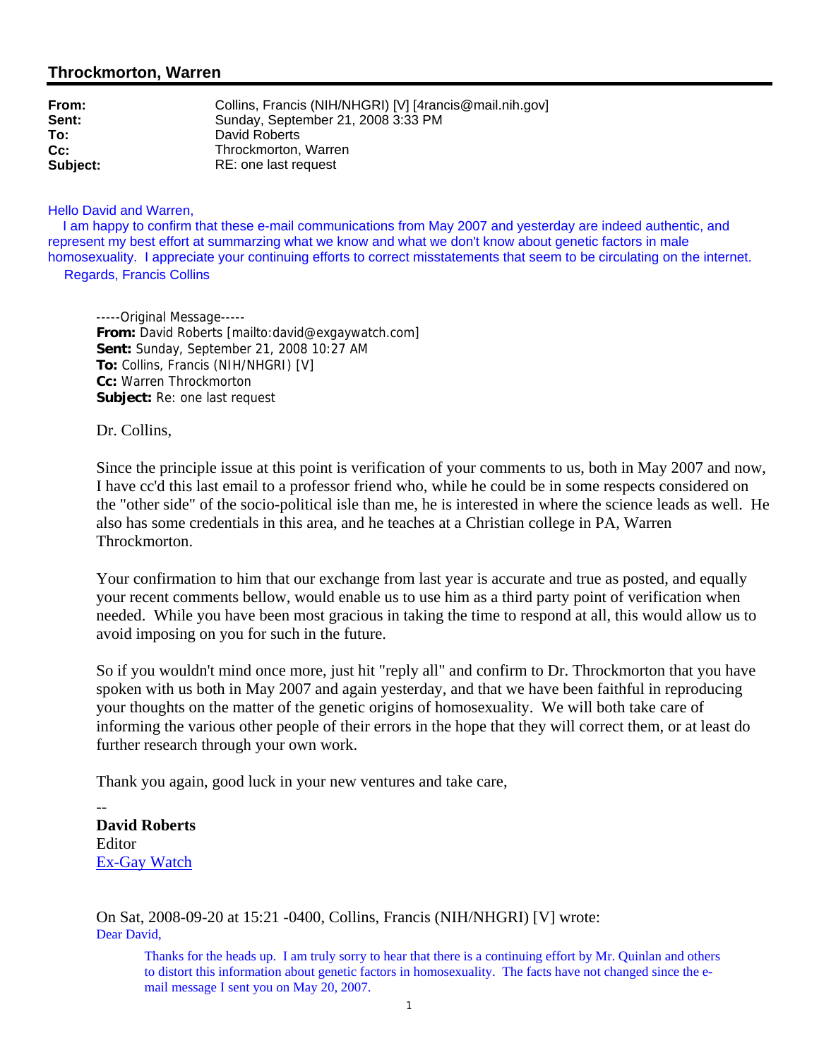## Throckmorton, Warren

| | |
|---|---|
| **From:** | Collins, Francis (NIH/NHGRI) [V] [4rancis@mail.nih.gov] |
| **Sent:** | Sunday, September 21, 2008 3:33 PM |
| **To:** | David Roberts |
| **Cc:** | Throckmorton, Warren |
| **Subject:** | RE: one last request |

Hello David and Warren,

I am happy to confirm that these e-mail communications from May 2007 and yesterday are indeed authentic, and represent my best effort at summarzing what we know and what we don't know about genetic factors in male homosexuality. I appreciate your continuing efforts to correct misstatements that seem to be circulating on the internet.

Regards, Francis Collins

> -----Original Message-----
> **From:** David Roberts [mailto:david@exgaywatch.com]
> **Sent:** Sunday, September 21, 2008 10:27 AM
> **To:** Collins, Francis (NIH/NHGRI) [V]
> **Cc:** Warren Throckmorton
> **Subject:** Re: one last request
>
> Dr. Collins,
>
> Since the principle issue at this point is verification of your comments to us, both in May 2007 and now, I have cc'd this last email to a professor friend who, while he could be in some respects considered on the "other side" of the socio-political isle than me, he is interested in where the science leads as well. He also has some credentials in this area, and he teaches at a Christian college in PA, Warren Throckmorton.
>
> Your confirmation to him that our exchange from last year is accurate and true as posted, and equally your recent comments bellow, would enable us to use him as a third party point of verification when needed. While you have been most gracious in taking the time to respond at all, this would allow us to avoid imposing on you for such in the future.
>
> So if you wouldn't mind once more, just hit "reply all" and confirm to Dr. Throckmorton that you have spoken with us both in May 2007 and again yesterday, and that we have been faithful in reproducing your thoughts on the matter of the genetic origins of homosexuality. We will both take care of informing the various other people of their errors in the hope that they will correct them, or at least do further research through your own work.
>
> Thank you again, good luck in your new ventures and take care,
>
> --
> **David Roberts**
> Editor
> Ex-Gay Watch
>
> On Sat, 2008-09-20 at 15:21 -0400, Collins, Francis (NIH/NHGRI) [V] wrote:
>
> Dear David,
>
> > Thanks for the heads up. I am truly sorry to hear that there is a continuing effort by Mr. Quinlan and others to distort this information about genetic factors in homosexuality. The facts have not changed since the e-mail message I sent you on May 20, 2007.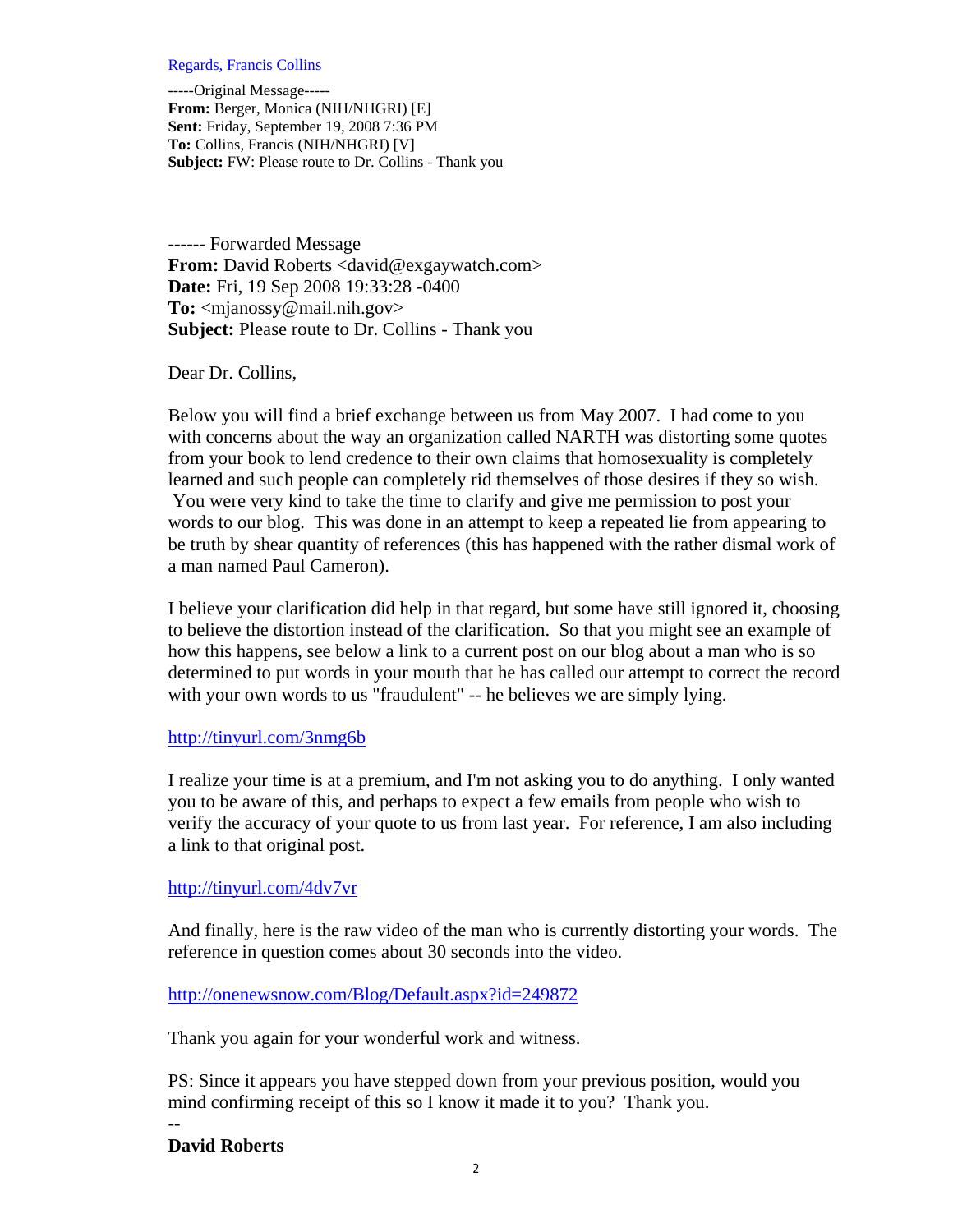Regards, Francis Collins

-----Original Message-----
**From:** Berger, Monica (NIH/NHGRI) [E]
**Sent:** Friday, September 19, 2008 7:36 PM
**To:** Collins, Francis (NIH/NHGRI) [V]
**Subject:** FW: Please route to Dr. Collins - Thank you

------ Forwarded Message
**From:** David Roberts <david@exgaywatch.com>
**Date:** Fri, 19 Sep 2008 19:33:28 -0400
**To:** <mjanossy@mail.nih.gov>
**Subject:** Please route to Dr. Collins - Thank you

Dear Dr. Collins,

Below you will find a brief exchange between us from May 2007. I had come to you with concerns about the way an organization called NARTH was distorting some quotes from your book to lend credence to their own claims that homosexuality is completely learned and such people can completely rid themselves of those desires if they so wish. You were very kind to take the time to clarify and give me permission to post your words to our blog. This was done in an attempt to keep a repeated lie from appearing to be truth by shear quantity of references (this has happened with the rather dismal work of a man named Paul Cameron).

I believe your clarification did help in that regard, but some have still ignored it, choosing to believe the distortion instead of the clarification. So that you might see an example of how this happens, see below a link to a current post on our blog about a man who is so determined to put words in your mouth that he has called our attempt to correct the record with your own words to us "fraudulent" -- he believes we are simply lying.

http://tinyurl.com/3nmg6b

I realize your time is at a premium, and I'm not asking you to do anything. I only wanted you to be aware of this, and perhaps to expect a few emails from people who wish to verify the accuracy of your quote to us from last year. For reference, I am also including a link to that original post.

http://tinyurl.com/4dv7vr

And finally, here is the raw video of the man who is currently distorting your words. The reference in question comes about 30 seconds into the video.

http://onenewsnow.com/Blog/Default.aspx?id=249872

Thank you again for your wonderful work and witness.

PS: Since it appears you have stepped down from your previous position, would you mind confirming receipt of this so I know it made it to you? Thank you.

--
**David Roberts**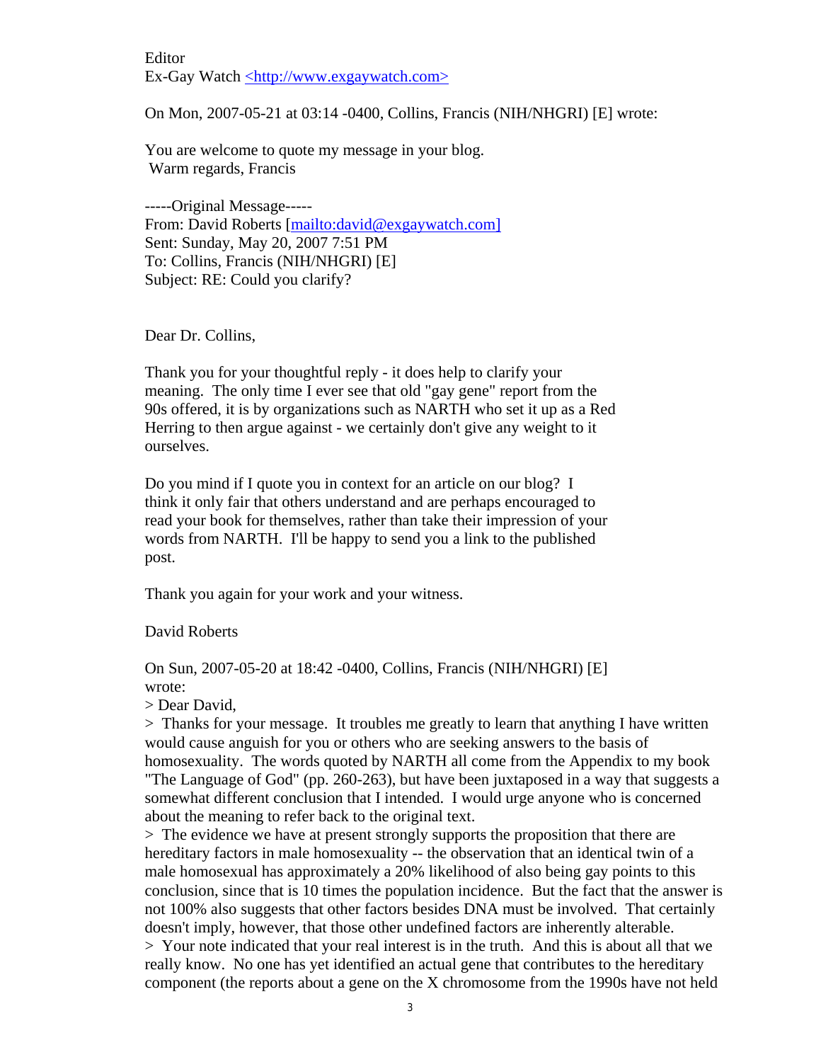Editor
Ex-Gay Watch <http://www.exgaywatch.com>

On Mon, 2007-05-21 at 03:14 -0400, Collins, Francis (NIH/NHGRI) [E] wrote:

You are welcome to quote my message in your blog.
Warm regards, Francis

-----Original Message-----
From: David Roberts [mailto:david@exgaywatch.com]
Sent: Sunday, May 20, 2007 7:51 PM
To: Collins, Francis (NIH/NHGRI) [E]
Subject: RE: Could you clarify?

Dear Dr. Collins,

Thank you for your thoughtful reply - it does help to clarify your meaning. The only time I ever see that old "gay gene" report from the 90s offered, it is by organizations such as NARTH who set it up as a Red Herring to then argue against - we certainly don't give any weight to it ourselves.

Do you mind if I quote you in context for an article on our blog? I think it only fair that others understand and are perhaps encouraged to read your book for themselves, rather than take their impression of your words from NARTH. I'll be happy to send you a link to the published post.

Thank you again for your work and your witness.

David Roberts

On Sun, 2007-05-20 at 18:42 -0400, Collins, Francis (NIH/NHGRI) [E] wrote:

> Dear David,

> Thanks for your message. It troubles me greatly to learn that anything I have written would cause anguish for you or others who are seeking answers to the basis of homosexuality. The words quoted by NARTH all come from the Appendix to my book "The Language of God" (pp. 260-263), but have been juxtaposed in a way that suggests a somewhat different conclusion that I intended. I would urge anyone who is concerned about the meaning to refer back to the original text.

> The evidence we have at present strongly supports the proposition that there are hereditary factors in male homosexuality -- the observation that an identical twin of a male homosexual has approximately a 20% likelihood of also being gay points to this conclusion, since that is 10 times the population incidence. But the fact that the answer is not 100% also suggests that other factors besides DNA must be involved. That certainly doesn't imply, however, that those other undefined factors are inherently alterable.

> Your note indicated that your real interest is in the truth. And this is about all that we really know. No one has yet identified an actual gene that contributes to the hereditary component (the reports about a gene on the X chromosome from the 1990s have not held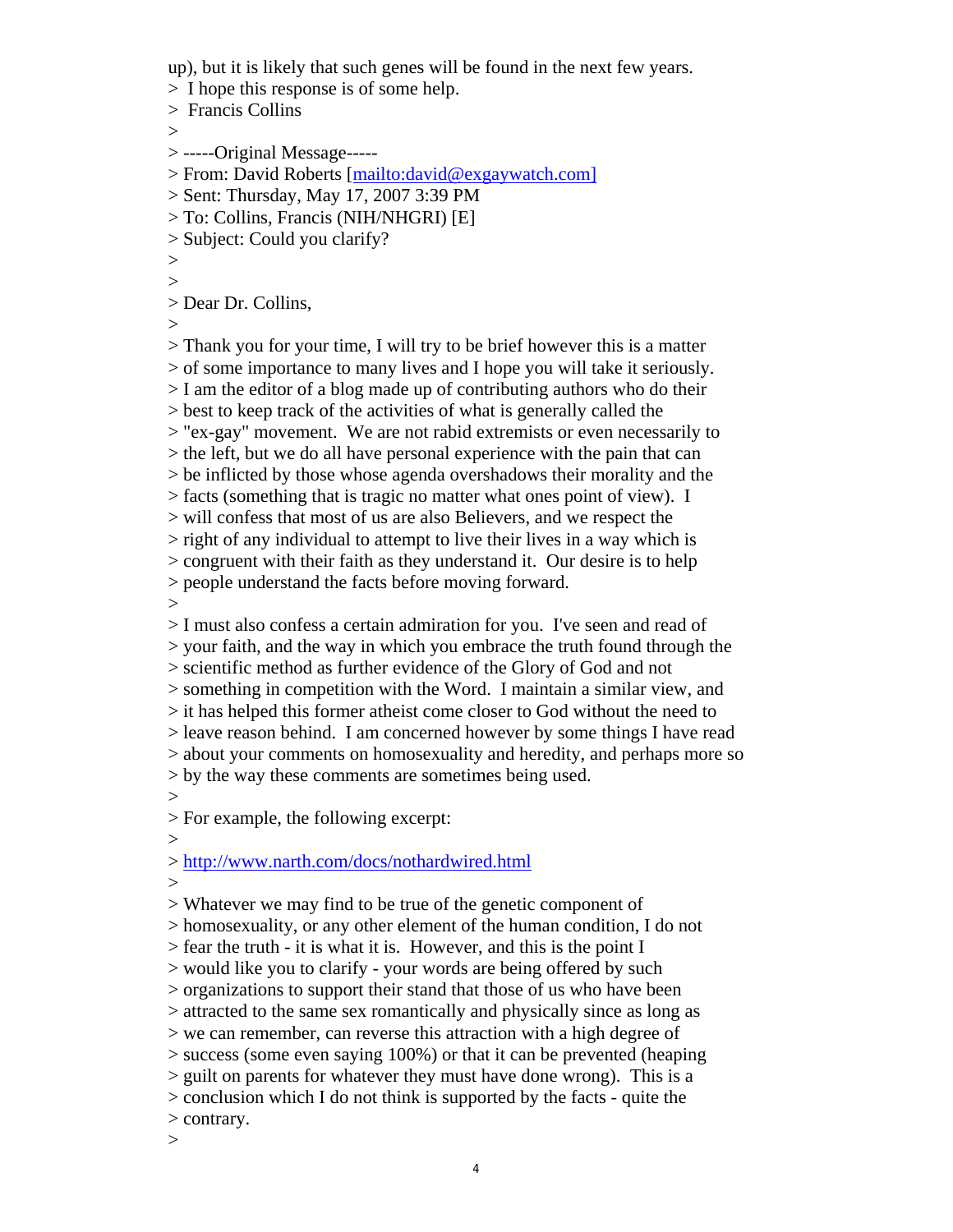up), but it is likely that such genes will be found in the next few years.
> I hope this response is of some help.
> Francis Collins
>
> -----Original Message-----
> From: David Roberts [mailto:david@exgaywatch.com]
> Sent: Thursday, May 17, 2007 3:39 PM
> To: Collins, Francis (NIH/NHGRI) [E]
> Subject: Could you clarify?
>
>
> Dear Dr. Collins,
>
> Thank you for your time, I will try to be brief however this is a matter
> of some importance to many lives and I hope you will take it seriously.
> I am the editor of a blog made up of contributing authors who do their
> best to keep track of the activities of what is generally called the
> "ex-gay" movement. We are not rabid extremists or even necessarily to
> the left, but we do all have personal experience with the pain that can
> be inflicted by those whose agenda overshadows their morality and the
> facts (something that is tragic no matter what ones point of view). I
> will confess that most of us are also Believers, and we respect the
> right of any individual to attempt to live their lives in a way which is
> congruent with their faith as they understand it. Our desire is to help
> people understand the facts before moving forward.
>
> I must also confess a certain admiration for you. I've seen and read of
> your faith, and the way in which you embrace the truth found through the
> scientific method as further evidence of the Glory of God and not
> something in competition with the Word. I maintain a similar view, and
> it has helped this former atheist come closer to God without the need to
> leave reason behind. I am concerned however by some things I have read
> about your comments on homosexuality and heredity, and perhaps more so
> by the way these comments are sometimes being used.
>
> For example, the following excerpt:
>
> http://www.narth.com/docs/nothardwired.html
>
> Whatever we may find to be true of the genetic component of
> homosexuality, or any other element of the human condition, I do not
> fear the truth - it is what it is. However, and this is the point I
> would like you to clarify - your words are being offered by such
> organizations to support their stand that those of us who have been
> attracted to the same sex romantically and physically since as long as
> we can remember, can reverse this attraction with a high degree of
> success (some even saying 100%) or that it can be prevented (heaping
> guilt on parents for whatever they must have done wrong). This is a
> conclusion which I do not think is supported by the facts - quite the
> contrary.
>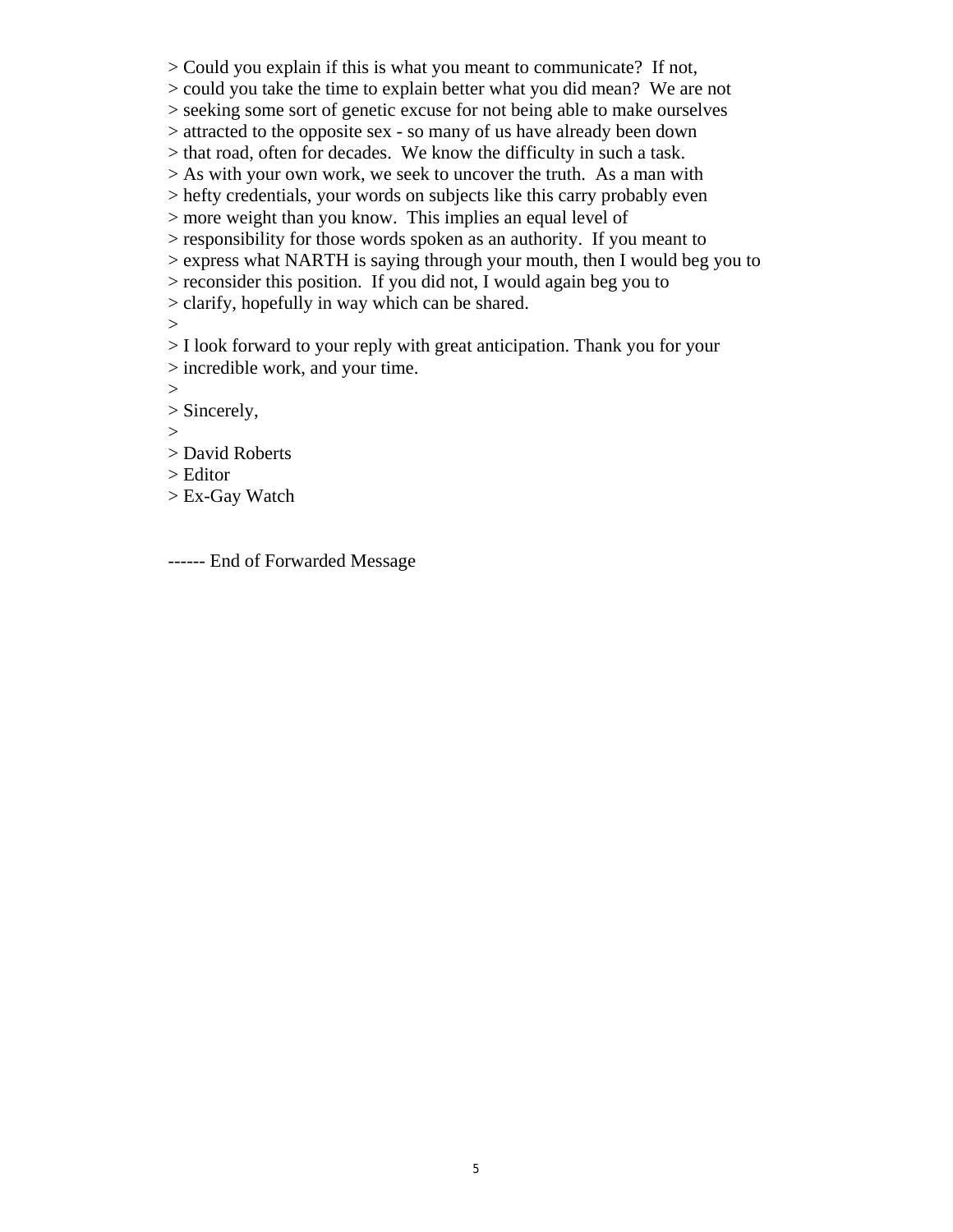> Could you explain if this is what you meant to communicate?  If not,
> could you take the time to explain better what you did mean?  We are not
> seeking some sort of genetic excuse for not being able to make ourselves
> attracted to the opposite sex - so many of us have already been down
> that road, often for decades.  We know the difficulty in such a task.
> As with your own work, we seek to uncover the truth.  As a man with
> hefty credentials, your words on subjects like this carry probably even
> more weight than you know.  This implies an equal level of
> responsibility for those words spoken as an authority.  If you meant to
> express what NARTH is saying through your mouth, then I would beg you to
> reconsider this position.  If you did not, I would again beg you to
> clarify, hopefully in way which can be shared.
>
> I look forward to your reply with great anticipation. Thank you for your
> incredible work, and your time.
>
> Sincerely,
>
> David Roberts
> Editor
> Ex-Gay Watch

------ End of Forwarded Message